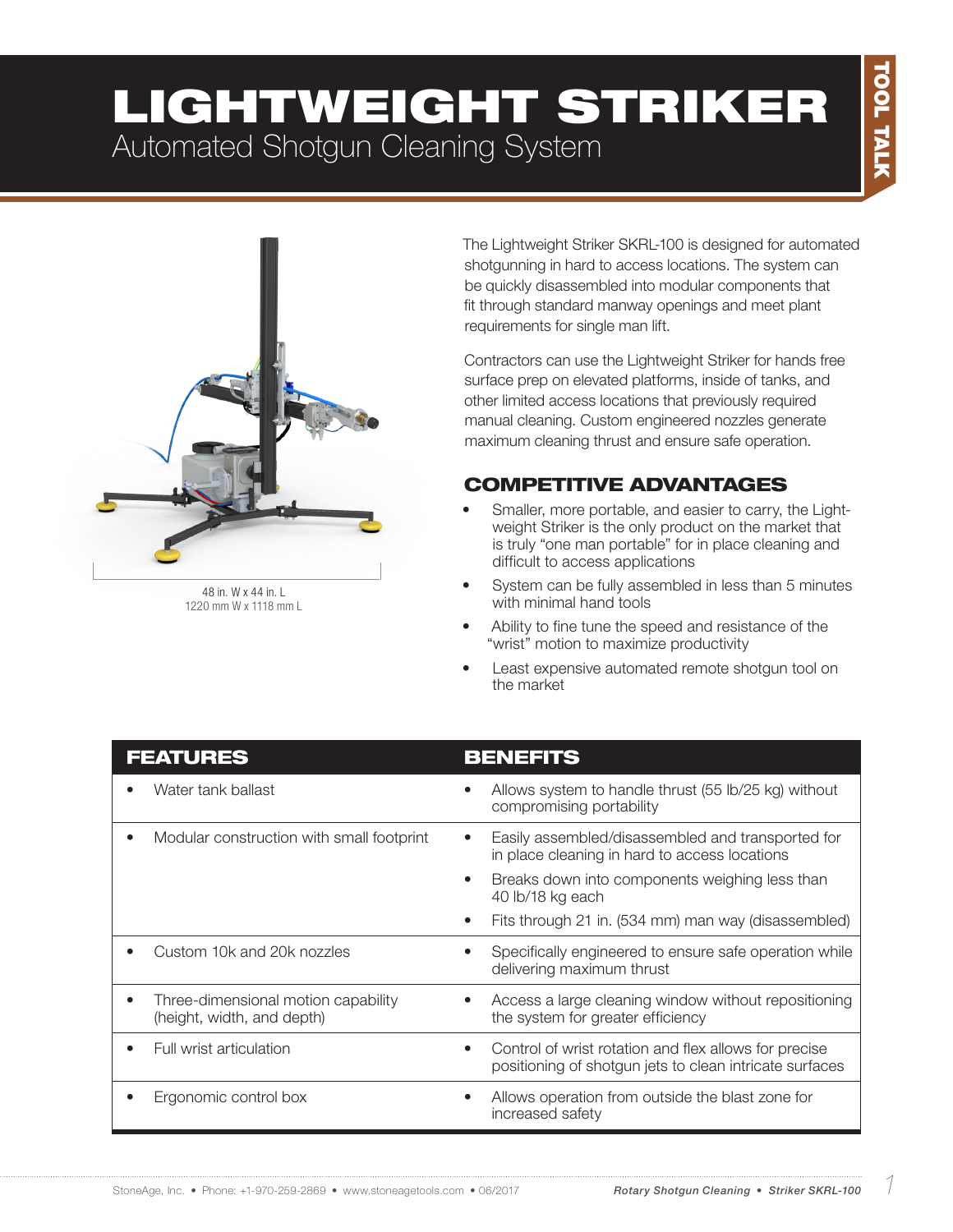# LIGHTWEIGHT STRIKER

## Automated Shotgun Cleaning System

48 in. W x 44 in. L
1220 mm W x 1118 mm L

The Lightweight Striker SKRL-100 is designed for automated shotgunning in hard to access locations. The system can be quickly disassembled into modular components that fit through standard manway openings and meet plant requirements for single man lift.

Contractors can use the Lightweight Striker for hands free surface prep on elevated platforms, inside of tanks, and other limited access locations that previously required manual cleaning. Custom engineered nozzles generate maximum cleaning thrust and ensure safe operation.

## COMPETITIVE ADVANTAGES

- Smaller, more portable, and easier to carry, the Lightweight Striker is the only product on the market that is truly "one man portable" for in place cleaning and difficult to access applications
- System can be fully assembled in less than 5 minutes with minimal hand tools
- Ability to fine tune the speed and resistance of the "wrist" motion to maximize productivity
- Least expensive automated remote shotgun tool on the market

| FEATURES | BENEFITS |
|---|---|
| • Water tank ballast | • Allows system to handle thrust (55 lb/25 kg) without compromising portability |
| • Modular construction with small footprint | • Easily assembled/disassembled and transported for in place cleaning in hard to access locations<br>• Breaks down into components weighing less than 40 lb/18 kg each<br>• Fits through 21 in. (534 mm) man way (disassembled) |
| • Custom 10k and 20k nozzles | • Specifically engineered to ensure safe operation while delivering maximum thrust |
| • Three-dimensional motion capability (height, width, and depth) | • Access a large cleaning window without repositioning the system for greater efficiency |
| • Full wrist articulation | • Control of wrist rotation and flex allows for precise positioning of shotgun jets to clean intricate surfaces |
| • Ergonomic control box | • Allows operation from outside the blast zone for increased safety |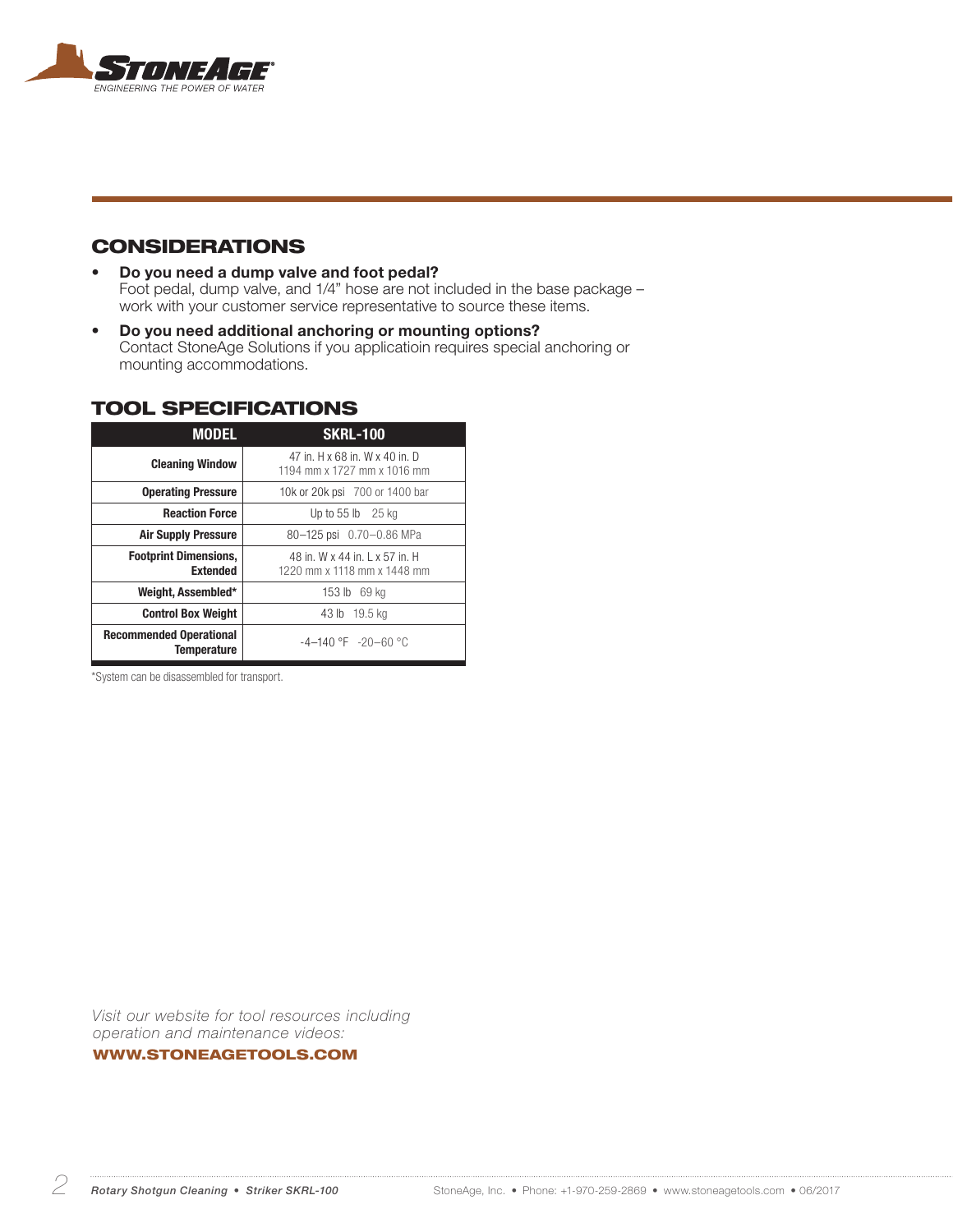## CONSIDERATIONS

- **Do you need a dump valve and foot pedal?**
  Foot pedal, dump valve, and 1/4" hose are not included in the base package – work with your customer service representative to source these items.
- **Do you need additional anchoring or mounting options?**
  Contact StoneAge Solutions if you applicatioin requires special anchoring or mounting accommodations.

## TOOL SPECIFICATIONS

| MODEL | SKRL-100 |
|---|---|
| **Cleaning Window** | 47 in. H x 68 in. W x 40 in. D<br>1194 mm x 1727 mm x 1016 mm |
| **Operating Pressure** | 10k or 20k psi 700 or 1400 bar |
| **Reaction Force** | Up to 55 lb 25 kg |
| **Air Supply Pressure** | 80–125 psi 0.70–0.86 MPa |
| **Footprint Dimensions, Extended** | 48 in. W x 44 in. L x 57 in. H<br>1220 mm x 1118 mm x 1448 mm |
| **Weight, Assembled*** | 153 lb 69 kg |
| **Control Box Weight** | 43 lb 19.5 kg |
| **Recommended Operational Temperature** | -4–140 °F -20–60 °C |

*System can be disassembled for transport.

*Visit our website for tool resources including operation and maintenance videos:*

**WWW.STONEAGETOOLS.COM**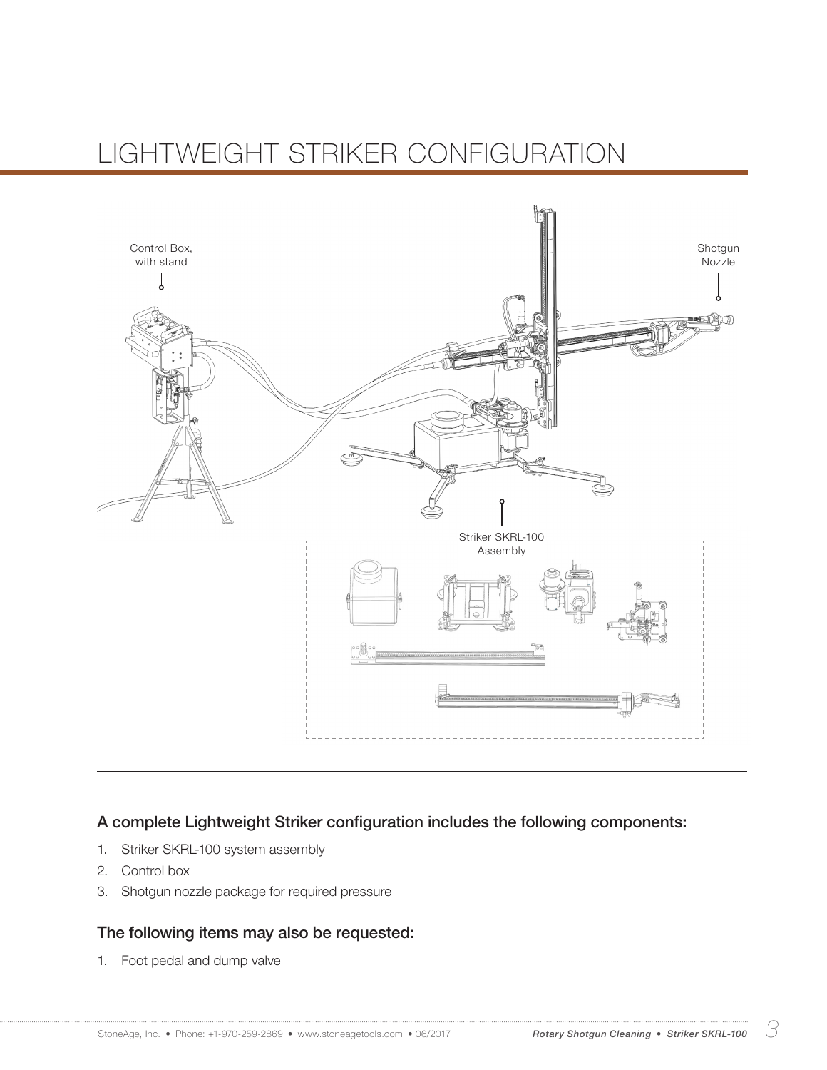# LIGHTWEIGHT STRIKER CONFIGURATION

Control Box, with stand

Shotgun Nozzle

Striker SKRL-100 Assembly

### A complete Lightweight Striker configuration includes the following components:

1. Striker SKRL-100 system assembly
2. Control box
3. Shotgun nozzle package for required pressure

### The following items may also be requested:

1. Foot pedal and dump valve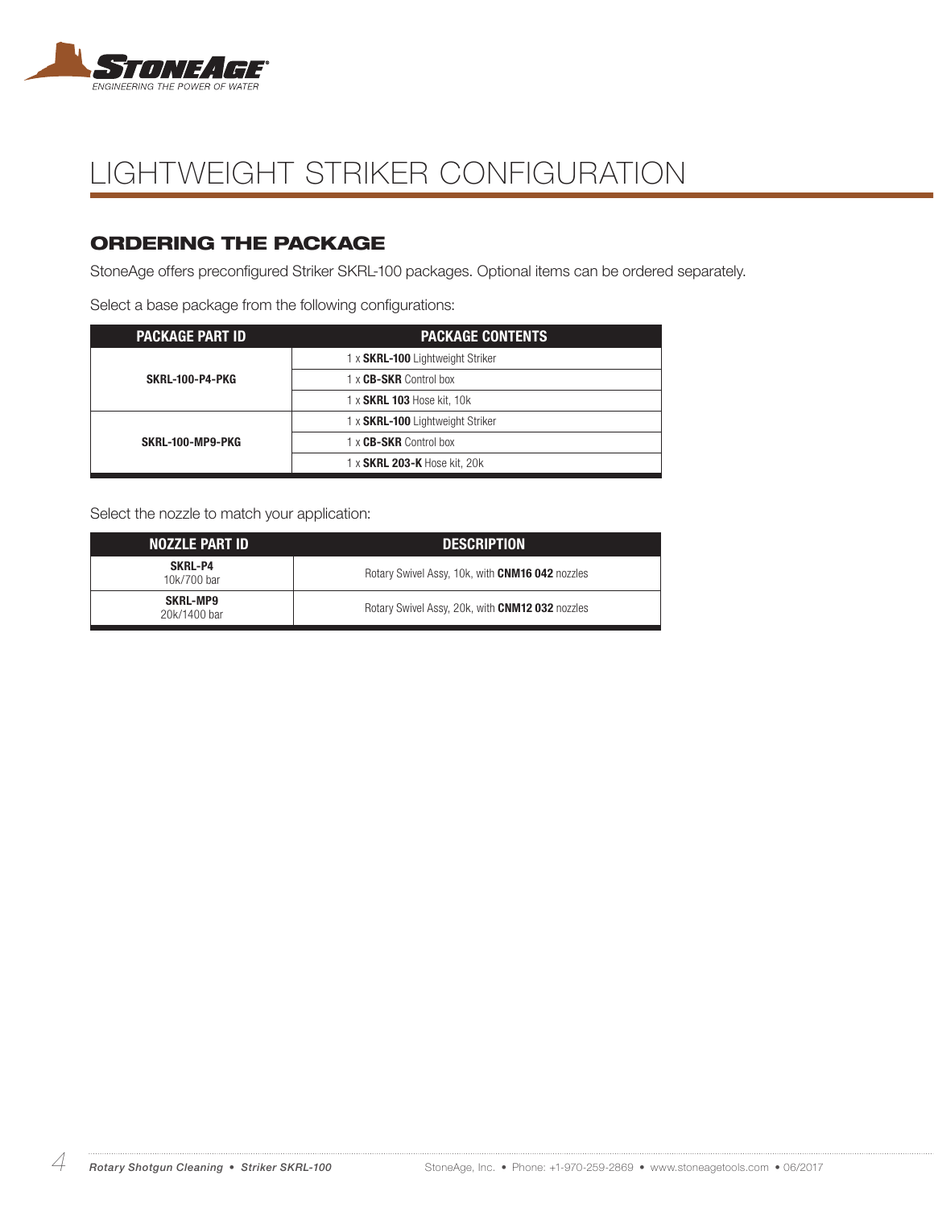# LIGHTWEIGHT STRIKER CONFIGURATION

## ORDERING THE PACKAGE

StoneAge offers preconfigured Striker SKRL-100 packages. Optional items can be ordered separately.

Select a base package from the following configurations:

| PACKAGE PART ID | PACKAGE CONTENTS |
|---|---|
| **SKRL-100-P4-PKG** | 1 x **SKRL-100** Lightweight Striker |
| | 1 x **CB-SKR** Control box |
| | 1 x **SKRL 103** Hose kit, 10k |
| **SKRL-100-MP9-PKG** | 1 x **SKRL-100** Lightweight Striker |
| | 1 x **CB-SKR** Control box |
| | 1 x **SKRL 203-K** Hose kit, 20k |

Select the nozzle to match your application:

| NOZZLE PART ID | DESCRIPTION |
|---|---|
| **SKRL-P4** 10k/700 bar | Rotary Swivel Assy, 10k, with **CNM16 042** nozzles |
| **SKRL-MP9** 20k/1400 bar | Rotary Swivel Assy, 20k, with **CNM12 032** nozzles |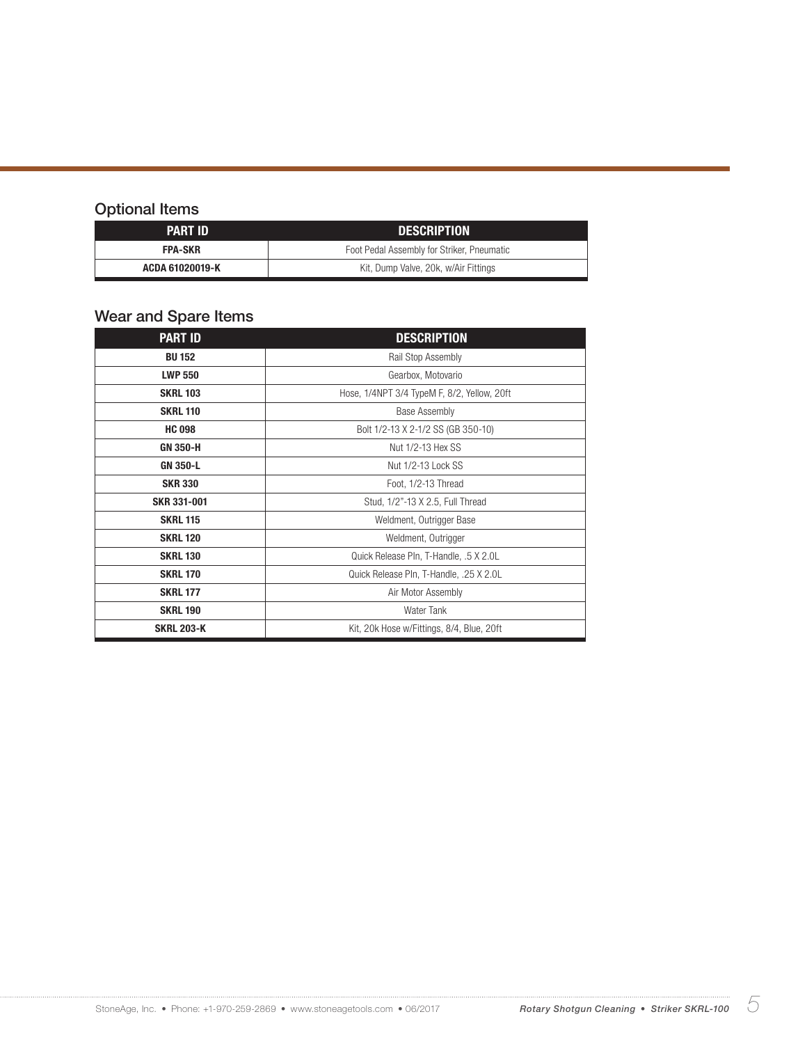## Optional Items

| PART ID | DESCRIPTION |
|---|---|
| FPA-SKR | Foot Pedal Assembly for Striker, Pneumatic |
| ACDA 61020019-K | Kit, Dump Valve, 20k, w/Air Fittings |

## Wear and Spare Items

| PART ID | DESCRIPTION |
|---|---|
| BU 152 | Rail Stop Assembly |
| LWP 550 | Gearbox, Motovario |
| SKRL 103 | Hose, 1/4NPT 3/4 TypeM F, 8/2, Yellow, 20ft |
| SKRL 110 | Base Assembly |
| HC 098 | Bolt 1/2-13 X 2-1/2 SS (GB 350-10) |
| GN 350-H | Nut 1/2-13 Hex SS |
| GN 350-L | Nut 1/2-13 Lock SS |
| SKR 330 | Foot, 1/2-13 Thread |
| SKR 331-001 | Stud, 1/2"-13 X 2.5, Full Thread |
| SKRL 115 | Weldment, Outrigger Base |
| SKRL 120 | Weldment, Outrigger |
| SKRL 130 | Quick Release PIn, T-Handle, .5 X 2.0L |
| SKRL 170 | Quick Release PIn, T-Handle, .25 X 2.0L |
| SKRL 177 | Air Motor Assembly |
| SKRL 190 | Water Tank |
| SKRL 203-K | Kit, 20k Hose w/Fittings, 8/4, Blue, 20ft |